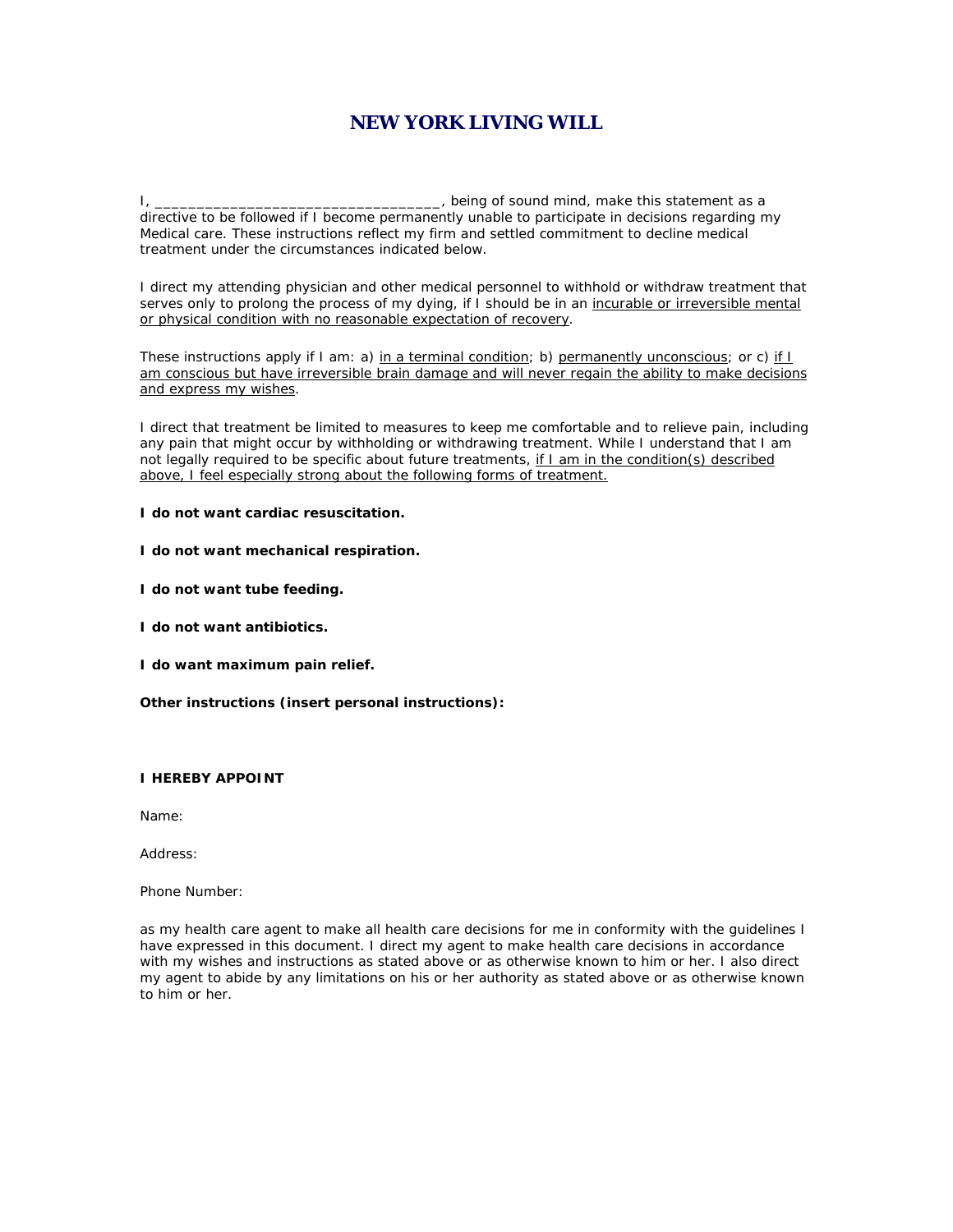# NEW YORK LIVING WILL

I, __________________________________, being of sound mind, make this statement as a directive to be followed if I become permanently unable to participate in decisions regarding my Medical care. These instructions reflect my firm and settled commitment to decline medical treatment under the circumstances indicated below.

I direct my attending physician and other medical personnel to withhold or withdraw treatment that serves only to prolong the process of my dying, if I should be in an <u>incurable or irreversible mental or physical condition with no reasonable expectation of recovery</u>.

These instructions apply if I am: a) <u>in a terminal condition</u>; b) <u>permanently unconscious</u>; or c) <u>if I am conscious but have irreversible brain damage and will never regain the ability to make decisions and express my wishes</u>.

I direct that treatment be limited to measures to keep me comfortable and to relieve pain, including any pain that might occur by withholding or withdrawing treatment. While I understand that I am not legally required to be specific about future treatments, <u>if I am in the condition(s) described above, I feel especially strong about the following forms of treatment.</u>

**I do not want cardiac resuscitation.**

**I do not want mechanical respiration.**

**I do not want tube feeding.**

**I do not want antibiotics.**

**I do want maximum pain relief.**

**Other instructions (insert personal instructions):**

**I HEREBY APPOINT**

Name:

Address:

Phone Number:

as my health care agent to make all health care decisions for me in conformity with the guidelines I have expressed in this document. I direct my agent to make health care decisions in accordance with my wishes and instructions as stated above or as otherwise known to him or her. I also direct my agent to abide by any limitations on his or her authority as stated above or as otherwise known to him or her.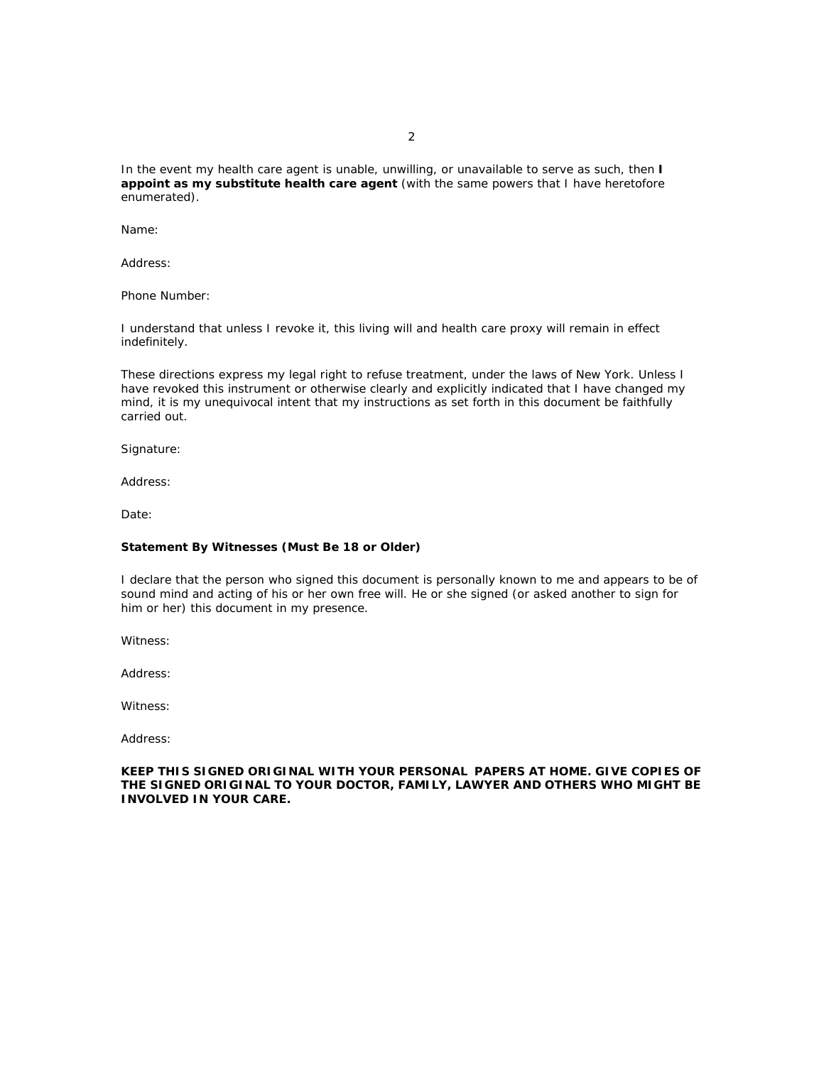In the event my health care agent is unable, unwilling, or unavailable to serve as such, then **I appoint as my substitute health care agent** (with the same powers that I have heretofore enumerated).

Name:

Address:

Phone Number:

I understand that unless I revoke it, this living will and health care proxy will remain in effect indefinitely.

These directions express my legal right to refuse treatment, under the laws of New York. Unless I have revoked this instrument or otherwise clearly and explicitly indicated that I have changed my mind, it is my unequivocal intent that my instructions as set forth in this document be faithfully carried out.

Signature:

Address:

Date:

**Statement By Witnesses (Must Be 18 or Older)**

I declare that the person who signed this document is personally known to me and appears to be of sound mind and acting of his or her own free will. He or she signed (or asked another to sign for him or her) this document in my presence.

Witness:

Address:

Witness:

Address:

**KEEP THIS SIGNED ORIGINAL WITH YOUR PERSONAL PAPERS AT HOME. GIVE COPIES OF THE SIGNED ORIGINAL TO YOUR DOCTOR, FAMILY, LAWYER AND OTHERS WHO MIGHT BE INVOLVED IN YOUR CARE.**